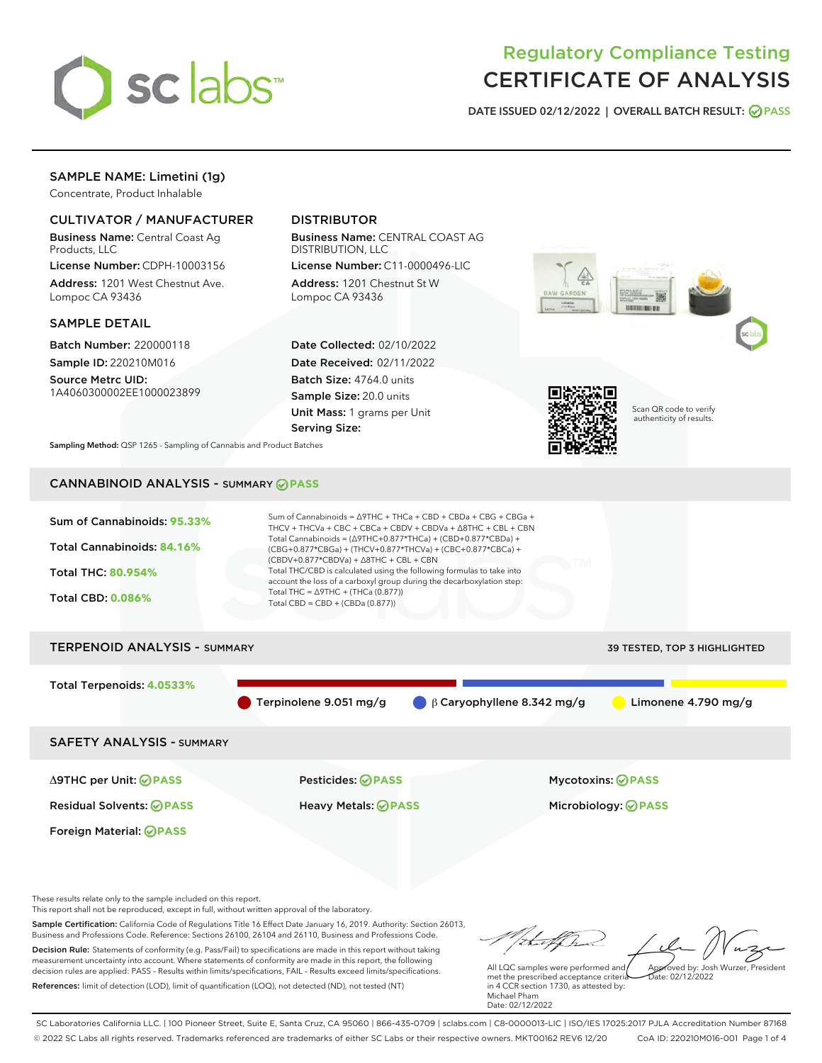# Regulatory Compliance Testing
# CERTIFICATE OF ANALYSIS

**DATE ISSUED 02/12/2022 | OVERALL BATCH RESULT: PASS**

## SAMPLE NAME: Limetini (1g)

Concentrate, Product Inhalable

### CULTIVATOR / MANUFACTURER

**Business Name:** Central Coast Ag Products, LLC

**License Number:** CDPH-10003156

**Address:** 1201 West Chestnut Ave. Lompoc CA 93436

### DISTRIBUTOR

**Business Name:** CENTRAL COAST AG DISTRIBUTION, LLC

**License Number:** C11-0000496-LIC

**Address:** 1201 Chestnut St W Lompoc CA 93436

### SAMPLE DETAIL

**Batch Number:** 220000118

**Sample ID:** 220210M016

**Source Metrc UID:** 1A4060300002EE1000023899

**Date Collected:** 02/10/2022

**Date Received:** 02/11/2022

**Batch Size:** 4764.0 units

**Sample Size:** 20.0 units

**Unit Mass:** 1 grams per Unit

**Serving Size:**

Scan QR code to verify authenticity of results.

**Sampling Method:** QSP 1265 - Sampling of Cannabis and Product Batches

## CANNABINOID ANALYSIS - SUMMARY PASS

**Sum of Cannabinoids: 95.33%**

**Total Cannabinoids: 84.16%**

**Total THC: 80.954%**

**Total CBD: 0.086%**

Sum of Cannabinoids = Δ9THC + THCa + CBD + CBDa + CBG + CBGa + THCV + THCVa + CBC + CBCa + CBDV + CBDVa + Δ8THC + CBL + CBN

Total Cannabinoids = (Δ9THC+0.877*THCa) + (CBD+0.877*CBDa) + (CBG+0.877*CBGa) + (THCV+0.877*THCVa) + (CBC+0.877*CBCa) + (CBDV+0.877*CBDVa) + Δ8THC + CBL + CBN

Total THC/CBD is calculated using the following formulas to take into account the loss of a carboxyl group during the decarboxylation step:

Total THC = Δ9THC + (THCa (0.877))

Total CBD = CBD + (CBDa (0.877))

## TERPENOID ANALYSIS - SUMMARY

39 TESTED, TOP 3 HIGHLIGHTED

**Total Terpenoids: 4.0533%**

- Terpinolene 9.051 mg/g
- β Caryophyllene 8.342 mg/g
- Limonene 4.790 mg/g

## SAFETY ANALYSIS - SUMMARY

| | | |
|---|---|---|
| Δ9THC per Unit: PASS | Pesticides: PASS | Mycotoxins: PASS |
| Residual Solvents: PASS | Heavy Metals: PASS | Microbiology: PASS |
| Foreign Material: PASS | | |

These results relate only to the sample included on this report.
This report shall not be reproduced, except in full, without written approval of the laboratory.

**Sample Certification:** California Code of Regulations Title 16 Effect Date January 16, 2019. Authority: Section 26013, Business and Professions Code. Reference: Sections 26100, 26104 and 26110, Business and Professions Code.

**Decision Rule:** Statements of conformity (e.g. Pass/Fail) to specifications are made in this report without taking measurement uncertainty into account. Where statements of conformity are made in this report, the following decision rules are applied: PASS - Results within limits/specifications, FAIL - Results exceed limits/specifications.

**References:** limit of detection (LOD), limit of quantification (LOQ), not detected (ND), not tested (NT)

All LQC samples were performed and met the prescribed acceptance criteria in 4 CCR section 1730, as attested by: Michael Pham
Date: 02/12/2022

Approved by: Josh Wurzer, President
Date: 02/12/2022

SC Laboratories California LLC. | 100 Pioneer Street, Suite E, Santa Cruz, CA 95060 | 866-435-0709 | sclabs.com | C8-0000013-LIC | ISO/IES 17025:2017 PJLA Accreditation Number 87168
© 2022 SC Labs all rights reserved. Trademarks referenced are trademarks of either SC Labs or their respective owners. MKT00162 REV6 12/20 CoA ID: 220210M016-001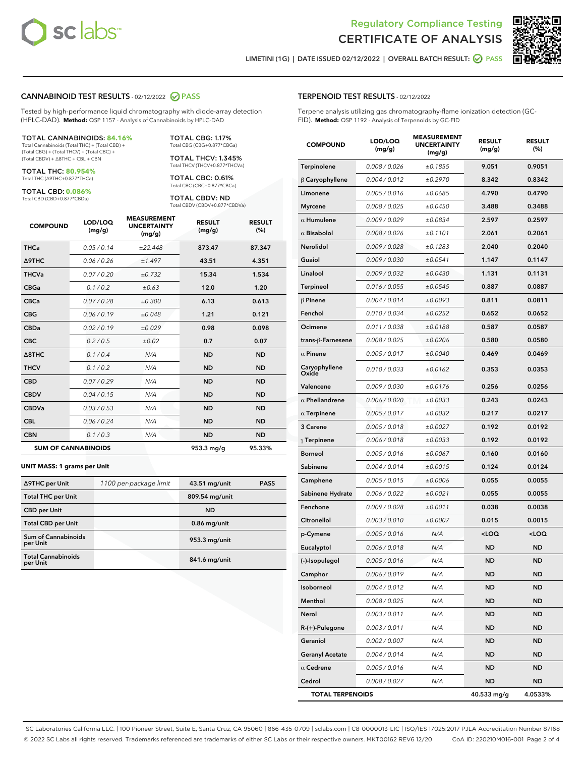# Regulatory Compliance Testing
# CERTIFICATE OF ANALYSIS

LIMETINI (1G) | DATE ISSUED 02/12/2022 | OVERALL BATCH RESULT: PASS

## CANNABINOID TEST RESULTS - 02/12/2022 PASS

Tested by high-performance liquid chromatography with diode-array detection (HPLC-DAD). **Method:** QSP 1157 - Analysis of Cannabinoids by HPLC-DAD

**TOTAL CANNABINOIDS: 84.16%**
Total Cannabinoids (Total THC) + (Total CBD) + (Total CBG) + (Total THCV) + (Total CBC) + (Total CBDV) + Δ8THC + CBL + CBN

**TOTAL THC: 80.954%**
Total THC (Δ9THC+0.877*THCa)

**TOTAL CBD: 0.086%**
Total CBD (CBD+0.877*CBDa)

**TOTAL CBG: 1.17%**
Total CBG (CBG+0.877*CBGa)

**TOTAL THCV: 1.345%**
Total THCV (THCV+0.877*THCVa)

**TOTAL CBC: 0.61%**
Total CBC (CBC+0.877*CBCa)

**TOTAL CBDV: ND**
Total CBDV (CBDV+0.877*CBDVa)

| COMPOUND | LOD/LOQ (mg/g) | MEASUREMENT UNCERTAINTY (mg/g) | RESULT (mg/g) | RESULT (%) |
|---|---|---|---|---|
| THCa | 0.05 / 0.14 | ±22.448 | 873.47 | 87.347 |
| Δ9THC | 0.06 / 0.26 | ±1.497 | 43.51 | 4.351 |
| THCVa | 0.07 / 0.20 | ±0.732 | 15.34 | 1.534 |
| CBGa | 0.1 / 0.2 | ±0.63 | 12.0 | 1.20 |
| CBCa | 0.07 / 0.28 | ±0.300 | 6.13 | 0.613 |
| CBG | 0.06 / 0.19 | ±0.048 | 1.21 | 0.121 |
| CBDa | 0.02 / 0.19 | ±0.029 | 0.98 | 0.098 |
| CBC | 0.2 / 0.5 | ±0.02 | 0.7 | 0.07 |
| Δ8THC | 0.1 / 0.4 | N/A | ND | ND |
| THCV | 0.1 / 0.2 | N/A | ND | ND |
| CBD | 0.07 / 0.29 | N/A | ND | ND |
| CBDV | 0.04 / 0.15 | N/A | ND | ND |
| CBDVa | 0.03 / 0.53 | N/A | ND | ND |
| CBL | 0.06 / 0.24 | N/A | ND | ND |
| CBN | 0.1 / 0.3 | N/A | ND | ND |
| **SUM OF CANNABINOIDS** | | | 953.3 mg/g | 95.33% |

**UNIT MASS: 1 grams per Unit**

| | | | |
|---|---|---|---|
| Δ9THC per Unit | 1100 per-package limit | 43.51 mg/unit | PASS |
| Total THC per Unit | | 809.54 mg/unit | |
| CBD per Unit | | ND | |
| Total CBD per Unit | | 0.86 mg/unit | |
| Sum of Cannabinoids per Unit | | 953.3 mg/unit | |
| Total Cannabinoids per Unit | | 841.6 mg/unit | |

## TERPENOID TEST RESULTS - 02/12/2022

Terpene analysis utilizing gas chromatography-flame ionization detection (GC-FID). **Method:** QSP 1192 - Analysis of Terpenoids by GC-FID

| COMPOUND | LOD/LOQ (mg/g) | MEASUREMENT UNCERTAINTY (mg/g) | RESULT (mg/g) | RESULT (%) |
|---|---|---|---|---|
| Terpinolene | 0.008 / 0.026 | ±0.1855 | 9.051 | 0.9051 |
| β Caryophyllene | 0.004 / 0.012 | ±0.2970 | 8.342 | 0.8342 |
| Limonene | 0.005 / 0.016 | ±0.0685 | 4.790 | 0.4790 |
| Myrcene | 0.008 / 0.025 | ±0.0450 | 3.488 | 0.3488 |
| α Humulene | 0.009 / 0.029 | ±0.0834 | 2.597 | 0.2597 |
| α Bisabolol | 0.008 / 0.026 | ±0.1101 | 2.061 | 0.2061 |
| Nerolidol | 0.009 / 0.028 | ±0.1283 | 2.040 | 0.2040 |
| Guaiol | 0.009 / 0.030 | ±0.0541 | 1.147 | 0.1147 |
| Linalool | 0.009 / 0.032 | ±0.0430 | 1.131 | 0.1131 |
| Terpineol | 0.016 / 0.055 | ±0.0545 | 0.887 | 0.0887 |
| β Pinene | 0.004 / 0.014 | ±0.0093 | 0.811 | 0.0811 |
| Fenchol | 0.010 / 0.034 | ±0.0252 | 0.652 | 0.0652 |
| Ocimene | 0.011 / 0.038 | ±0.0188 | 0.587 | 0.0587 |
| trans-β-Farnesene | 0.008 / 0.025 | ±0.0206 | 0.580 | 0.0580 |
| α Pinene | 0.005 / 0.017 | ±0.0040 | 0.469 | 0.0469 |
| Caryophyllene Oxide | 0.010 / 0.033 | ±0.0162 | 0.353 | 0.0353 |
| Valencene | 0.009 / 0.030 | ±0.0176 | 0.256 | 0.0256 |
| α Phellandrene | 0.006 / 0.020 | ±0.0033 | 0.243 | 0.0243 |
| α Terpinene | 0.005 / 0.017 | ±0.0032 | 0.217 | 0.0217 |
| 3 Carene | 0.005 / 0.018 | ±0.0027 | 0.192 | 0.0192 |
| γ Terpinene | 0.006 / 0.018 | ±0.0033 | 0.192 | 0.0192 |
| Borneol | 0.005 / 0.016 | ±0.0067 | 0.160 | 0.0160 |
| Sabinene | 0.004 / 0.014 | ±0.0015 | 0.124 | 0.0124 |
| Camphene | 0.005 / 0.015 | ±0.0006 | 0.055 | 0.0055 |
| Sabinene Hydrate | 0.006 / 0.022 | ±0.0021 | 0.055 | 0.0055 |
| Fenchone | 0.009 / 0.028 | ±0.0011 | 0.038 | 0.0038 |
| Citronellol | 0.003 / 0.010 | ±0.0007 | 0.015 | 0.0015 |
| p-Cymene | 0.005 / 0.016 | N/A | <LOQ | <LOQ |
| Eucalyptol | 0.006 / 0.018 | N/A | ND | ND |
| (-)-Isopulegol | 0.005 / 0.016 | N/A | ND | ND |
| Camphor | 0.006 / 0.019 | N/A | ND | ND |
| Isoborneol | 0.004 / 0.012 | N/A | ND | ND |
| Menthol | 0.008 / 0.025 | N/A | ND | ND |
| Nerol | 0.003 / 0.011 | N/A | ND | ND |
| R-(+)-Pulegone | 0.003 / 0.011 | N/A | ND | ND |
| Geraniol | 0.002 / 0.007 | N/A | ND | ND |
| Geranyl Acetate | 0.004 / 0.014 | N/A | ND | ND |
| α Cedrene | 0.005 / 0.016 | N/A | ND | ND |
| Cedrol | 0.008 / 0.027 | N/A | ND | ND |
| **TOTAL TERPENOIDS** | | | 40.533 mg/g | 4.0533% |

SC Laboratories California LLC. | 100 Pioneer Street, Suite E, Santa Cruz, CA 95060 | 866-435-0709 | sclabs.com | C8-0000013-LIC | ISO/IES 17025:2017 PJLA Accreditation Number 87168
© 2022 SC Labs all rights reserved. Trademarks referenced are trademarks of either SC Labs or their respective owners. MKT00162 REV6 12/20 CoA ID: 220210M016-001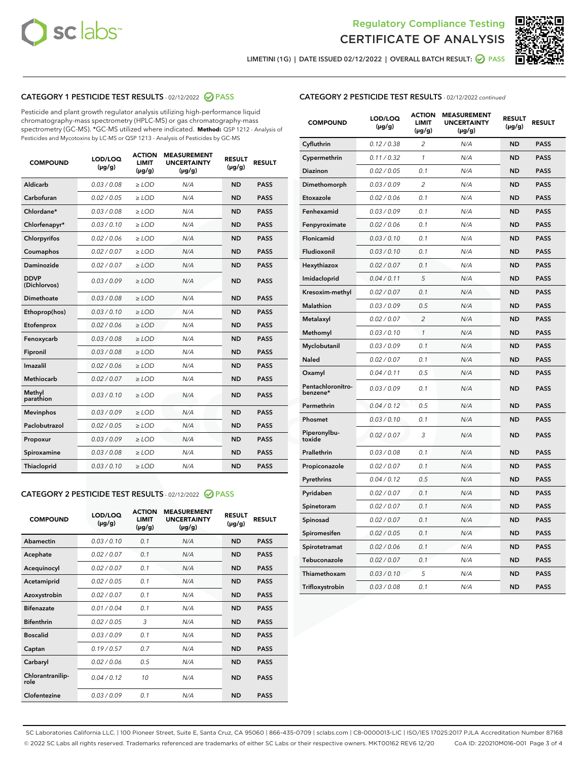Regulatory Compliance Testing
# CERTIFICATE OF ANALYSIS

LIMETINI (1G) | DATE ISSUED 02/12/2022 | OVERALL BATCH RESULT: PASS

## CATEGORY 1 PESTICIDE TEST RESULTS - 02/12/2022 PASS

Pesticide and plant growth regulator analysis utilizing high-performance liquid chromatography-mass spectrometry (HPLC-MS) or gas chromatography-mass spectrometry (GC-MS). *GC-MS utilized where indicated. **Method:** QSP 1212 - Analysis of Pesticides and Mycotoxins by LC-MS or QSP 1213 - Analysis of Pesticides by GC-MS

| COMPOUND | LOD/LOQ (µg/g) | ACTION LIMIT (µg/g) | MEASUREMENT UNCERTAINTY (µg/g) | RESULT (µg/g) | RESULT |
|---|---|---|---|---|---|
| Aldicarb | 0.03 / 0.08 | ≥ LOD | N/A | ND | PASS |
| Carbofuran | 0.02 / 0.05 | ≥ LOD | N/A | ND | PASS |
| Chlordane* | 0.03 / 0.08 | ≥ LOD | N/A | ND | PASS |
| Chlorfenapyr* | 0.03 / 0.10 | ≥ LOD | N/A | ND | PASS |
| Chlorpyrifos | 0.02 / 0.06 | ≥ LOD | N/A | ND | PASS |
| Coumaphos | 0.02 / 0.07 | ≥ LOD | N/A | ND | PASS |
| Daminozide | 0.02 / 0.07 | ≥ LOD | N/A | ND | PASS |
| DDVP (Dichlorvos) | 0.03 / 0.09 | ≥ LOD | N/A | ND | PASS |
| Dimethoate | 0.03 / 0.08 | ≥ LOD | N/A | ND | PASS |
| Ethoprop(hos) | 0.03 / 0.10 | ≥ LOD | N/A | ND | PASS |
| Etofenprox | 0.02 / 0.06 | ≥ LOD | N/A | ND | PASS |
| Fenoxycarb | 0.03 / 0.08 | ≥ LOD | N/A | ND | PASS |
| Fipronil | 0.03 / 0.08 | ≥ LOD | N/A | ND | PASS |
| Imazalil | 0.02 / 0.06 | ≥ LOD | N/A | ND | PASS |
| Methiocarb | 0.02 / 0.07 | ≥ LOD | N/A | ND | PASS |
| Methyl parathion | 0.03 / 0.10 | ≥ LOD | N/A | ND | PASS |
| Mevinphos | 0.03 / 0.09 | ≥ LOD | N/A | ND | PASS |
| Paclobutrazol | 0.02 / 0.05 | ≥ LOD | N/A | ND | PASS |
| Propoxur | 0.03 / 0.09 | ≥ LOD | N/A | ND | PASS |
| Spiroxamine | 0.03 / 0.08 | ≥ LOD | N/A | ND | PASS |
| Thiacloprid | 0.03 / 0.10 | ≥ LOD | N/A | ND | PASS |

## CATEGORY 2 PESTICIDE TEST RESULTS - 02/12/2022 PASS

| COMPOUND | LOD/LOQ (µg/g) | ACTION LIMIT (µg/g) | MEASUREMENT UNCERTAINTY (µg/g) | RESULT (µg/g) | RESULT |
|---|---|---|---|---|---|
| Abamectin | 0.03 / 0.10 | 0.1 | N/A | ND | PASS |
| Acephate | 0.02 / 0.07 | 0.1 | N/A | ND | PASS |
| Acequinocyl | 0.02 / 0.07 | 0.1 | N/A | ND | PASS |
| Acetamiprid | 0.02 / 0.05 | 0.1 | N/A | ND | PASS |
| Azoxystrobin | 0.02 / 0.07 | 0.1 | N/A | ND | PASS |
| Bifenazate | 0.01 / 0.04 | 0.1 | N/A | ND | PASS |
| Bifenthrin | 0.02 / 0.05 | 3 | N/A | ND | PASS |
| Boscalid | 0.03 / 0.09 | 0.1 | N/A | ND | PASS |
| Captan | 0.19 / 0.57 | 0.7 | N/A | ND | PASS |
| Carbaryl | 0.02 / 0.06 | 0.5 | N/A | ND | PASS |
| Chlorantraniliprole | 0.04 / 0.12 | 10 | N/A | ND | PASS |
| Clofentezine | 0.03 / 0.09 | 0.1 | N/A | ND | PASS |
| Cyfluthrin | 0.12 / 0.38 | 2 | N/A | ND | PASS |
| Cypermethrin | 0.11 / 0.32 | 1 | N/A | ND | PASS |
| Diazinon | 0.02 / 0.05 | 0.1 | N/A | ND | PASS |
| Dimethomorph | 0.03 / 0.09 | 2 | N/A | ND | PASS |
| Etoxazole | 0.02 / 0.06 | 0.1 | N/A | ND | PASS |
| Fenhexamid | 0.03 / 0.09 | 0.1 | N/A | ND | PASS |
| Fenpyroximate | 0.02 / 0.06 | 0.1 | N/A | ND | PASS |
| Flonicamid | 0.03 / 0.10 | 0.1 | N/A | ND | PASS |
| Fludioxonil | 0.03 / 0.10 | 0.1 | N/A | ND | PASS |
| Hexythiazox | 0.02 / 0.07 | 0.1 | N/A | ND | PASS |
| Imidacloprid | 0.04 / 0.11 | 5 | N/A | ND | PASS |
| Kresoxim-methyl | 0.02 / 0.07 | 0.1 | N/A | ND | PASS |
| Malathion | 0.03 / 0.09 | 0.5 | N/A | ND | PASS |
| Metalaxyl | 0.02 / 0.07 | 2 | N/A | ND | PASS |
| Methomyl | 0.03 / 0.10 | 1 | N/A | ND | PASS |
| Myclobutanil | 0.03 / 0.09 | 0.1 | N/A | ND | PASS |
| Naled | 0.02 / 0.07 | 0.1 | N/A | ND | PASS |
| Oxamyl | 0.04 / 0.11 | 0.5 | N/A | ND | PASS |
| Pentachloronitrobenzene* | 0.03 / 0.09 | 0.1 | N/A | ND | PASS |
| Permethrin | 0.04 / 0.12 | 0.5 | N/A | ND | PASS |
| Phosmet | 0.03 / 0.10 | 0.1 | N/A | ND | PASS |
| Piperonylbutoxide | 0.02 / 0.07 | 3 | N/A | ND | PASS |
| Prallethrin | 0.03 / 0.08 | 0.1 | N/A | ND | PASS |
| Propiconazole | 0.02 / 0.07 | 0.1 | N/A | ND | PASS |
| Pyrethrins | 0.04 / 0.12 | 0.5 | N/A | ND | PASS |
| Pyridaben | 0.02 / 0.07 | 0.1 | N/A | ND | PASS |
| Spinetoram | 0.02 / 0.07 | 0.1 | N/A | ND | PASS |
| Spinosad | 0.02 / 0.07 | 0.1 | N/A | ND | PASS |
| Spiromesifen | 0.02 / 0.05 | 0.1 | N/A | ND | PASS |
| Spirotetramat | 0.02 / 0.06 | 0.1 | N/A | ND | PASS |
| Tebuconazole | 0.02 / 0.07 | 0.1 | N/A | ND | PASS |
| Thiamethoxam | 0.03 / 0.10 | 5 | N/A | ND | PASS |
| Trifloxystrobin | 0.03 / 0.08 | 0.1 | N/A | ND | PASS |

SC Laboratories California LLC. | 100 Pioneer Street, Suite E, Santa Cruz, CA 95060 | 866-435-0709 | sclabs.com | C8-0000013-LIC | ISO/IES 17025:2017 PJLA Accreditation Number 87168
© 2022 SC Labs all rights reserved. Trademarks referenced are trademarks of either SC Labs or their respective owners. MKT00162 REV6 12/20 CoA ID: 220210M016-001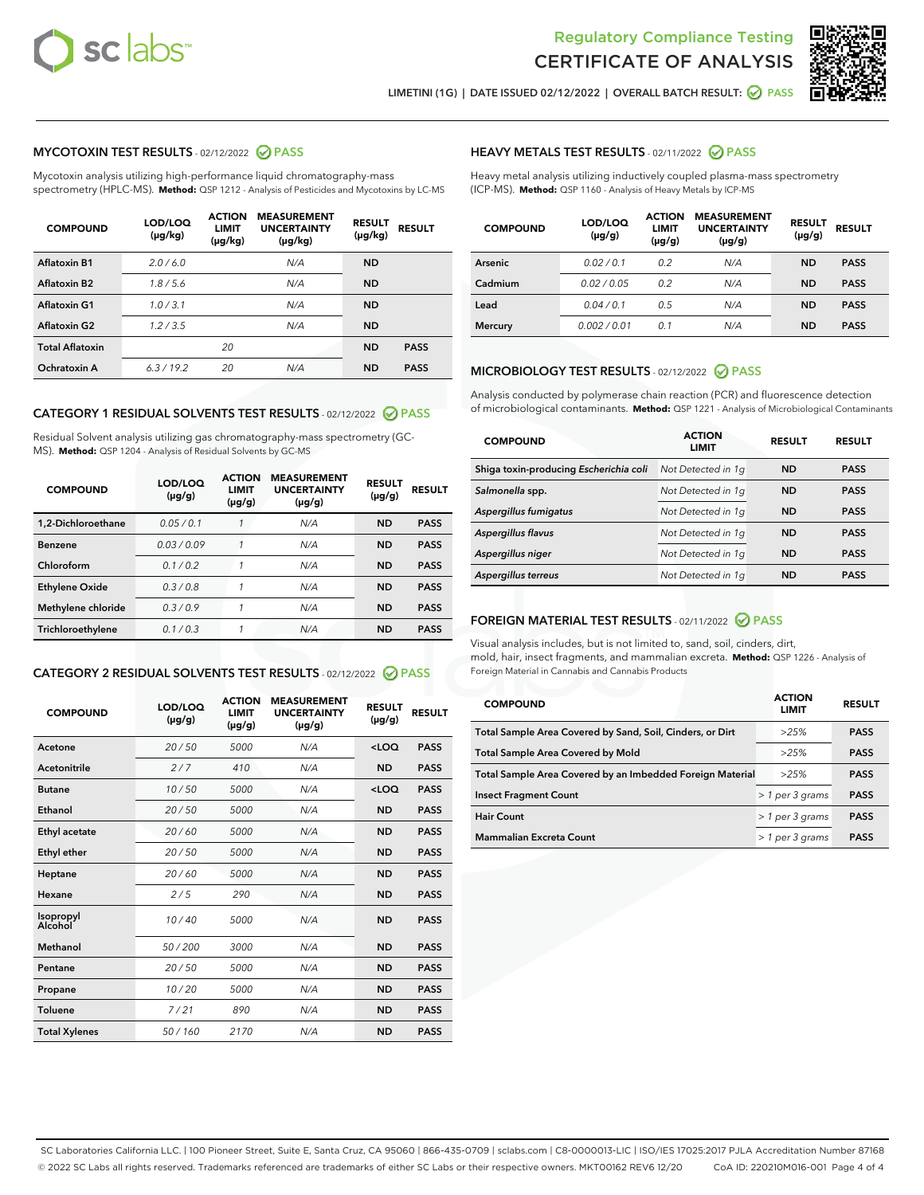Regulatory Compliance Testing
# CERTIFICATE OF ANALYSIS

LIMETINI (1G) | DATE ISSUED 02/12/2022 | OVERALL BATCH RESULT: PASS

## MYCOTOXIN TEST RESULTS - 02/12/2022 PASS

Mycotoxin analysis utilizing high-performance liquid chromatography-mass spectrometry (HPLC-MS). **Method:** QSP 1212 - Analysis of Pesticides and Mycotoxins by LC-MS

| COMPOUND | LOD/LOQ (µg/kg) | ACTION LIMIT (µg/kg) | MEASUREMENT UNCERTAINTY (µg/kg) | RESULT (µg/kg) | RESULT |
|---|---|---|---|---|---|
| Aflatoxin B1 | 2.0 / 6.0 | | N/A | ND | |
| Aflatoxin B2 | 1.8 / 5.6 | | N/A | ND | |
| Aflatoxin G1 | 1.0 / 3.1 | | N/A | ND | |
| Aflatoxin G2 | 1.2 / 3.5 | | N/A | ND | |
| Total Aflatoxin | | 20 | | ND | PASS |
| Ochratoxin A | 6.3 / 19.2 | 20 | N/A | ND | PASS |

## CATEGORY 1 RESIDUAL SOLVENTS TEST RESULTS - 02/12/2022 PASS

Residual Solvent analysis utilizing gas chromatography-mass spectrometry (GC-MS). **Method:** QSP 1204 - Analysis of Residual Solvents by GC-MS

| COMPOUND | LOD/LOQ (µg/g) | ACTION LIMIT (µg/g) | MEASUREMENT UNCERTAINTY (µg/g) | RESULT (µg/g) | RESULT |
|---|---|---|---|---|---|
| 1,2-Dichloroethane | 0.05 / 0.1 | 1 | N/A | ND | PASS |
| Benzene | 0.03 / 0.09 | 1 | N/A | ND | PASS |
| Chloroform | 0.1 / 0.2 | 1 | N/A | ND | PASS |
| Ethylene Oxide | 0.3 / 0.8 | 1 | N/A | ND | PASS |
| Methylene chloride | 0.3 / 0.9 | 1 | N/A | ND | PASS |
| Trichloroethylene | 0.1 / 0.3 | 1 | N/A | ND | PASS |

## CATEGORY 2 RESIDUAL SOLVENTS TEST RESULTS - 02/12/2022 PASS

| COMPOUND | LOD/LOQ (µg/g) | ACTION LIMIT (µg/g) | MEASUREMENT UNCERTAINTY (µg/g) | RESULT (µg/g) | RESULT |
|---|---|---|---|---|---|
| Acetone | 20 / 50 | 5000 | N/A | <LOQ | PASS |
| Acetonitrile | 2 / 7 | 410 | N/A | ND | PASS |
| Butane | 10 / 50 | 5000 | N/A | <LOQ | PASS |
| Ethanol | 20 / 50 | 5000 | N/A | ND | PASS |
| Ethyl acetate | 20 / 60 | 5000 | N/A | ND | PASS |
| Ethyl ether | 20 / 50 | 5000 | N/A | ND | PASS |
| Heptane | 20 / 60 | 5000 | N/A | ND | PASS |
| Hexane | 2 / 5 | 290 | N/A | ND | PASS |
| Isopropyl Alcohol | 10 / 40 | 5000 | N/A | ND | PASS |
| Methanol | 50 / 200 | 3000 | N/A | ND | PASS |
| Pentane | 20 / 50 | 5000 | N/A | ND | PASS |
| Propane | 10 / 20 | 5000 | N/A | ND | PASS |
| Toluene | 7 / 21 | 890 | N/A | ND | PASS |
| Total Xylenes | 50 / 160 | 2170 | N/A | ND | PASS |

## HEAVY METALS TEST RESULTS - 02/11/2022 PASS

Heavy metal analysis utilizing inductively coupled plasma-mass spectrometry (ICP-MS). **Method:** QSP 1160 - Analysis of Heavy Metals by ICP-MS

| COMPOUND | LOD/LOQ (µg/g) | ACTION LIMIT (µg/g) | MEASUREMENT UNCERTAINTY (µg/g) | RESULT (µg/g) | RESULT |
|---|---|---|---|---|---|
| Arsenic | 0.02 / 0.1 | 0.2 | N/A | ND | PASS |
| Cadmium | 0.02 / 0.05 | 0.2 | N/A | ND | PASS |
| Lead | 0.04 / 0.1 | 0.5 | N/A | ND | PASS |
| Mercury | 0.002 / 0.01 | 0.1 | N/A | ND | PASS |

## MICROBIOLOGY TEST RESULTS - 02/12/2022 PASS

Analysis conducted by polymerase chain reaction (PCR) and fluorescence detection of microbiological contaminants. **Method:** QSP 1221 - Analysis of Microbiological Contaminants

| COMPOUND | ACTION LIMIT | RESULT | RESULT |
|---|---|---|---|
| Shiga toxin-producing *Escherichia coli* | Not Detected in 1g | ND | PASS |
| *Salmonella* spp. | Not Detected in 1g | ND | PASS |
| *Aspergillus fumigatus* | Not Detected in 1g | ND | PASS |
| *Aspergillus flavus* | Not Detected in 1g | ND | PASS |
| *Aspergillus niger* | Not Detected in 1g | ND | PASS |
| *Aspergillus terreus* | Not Detected in 1g | ND | PASS |

## FOREIGN MATERIAL TEST RESULTS - 02/11/2022 PASS

Visual analysis includes, but is not limited to, sand, soil, cinders, dirt, mold, hair, insect fragments, and mammalian excreta. **Method:** QSP 1226 - Analysis of Foreign Material in Cannabis and Cannabis Products

| COMPOUND | ACTION LIMIT | RESULT |
|---|---|---|
| Total Sample Area Covered by Sand, Soil, Cinders, or Dirt | >25% | PASS |
| Total Sample Area Covered by Mold | >25% | PASS |
| Total Sample Area Covered by an Imbedded Foreign Material | >25% | PASS |
| Insect Fragment Count | > 1 per 3 grams | PASS |
| Hair Count | > 1 per 3 grams | PASS |
| Mammalian Excreta Count | > 1 per 3 grams | PASS |

SC Laboratories California LLC. | 100 Pioneer Street, Suite E, Santa Cruz, CA 95060 | 866-435-0709 | sclabs.com | C8-0000013-LIC | ISO/IES 17025:2017 PJLA Accreditation Number 87168
© 2022 SC Labs all rights reserved. Trademarks referenced are trademarks of either SC Labs or their respective owners. MKT00162 REV6 12/20 CoA ID: 220210M016-001